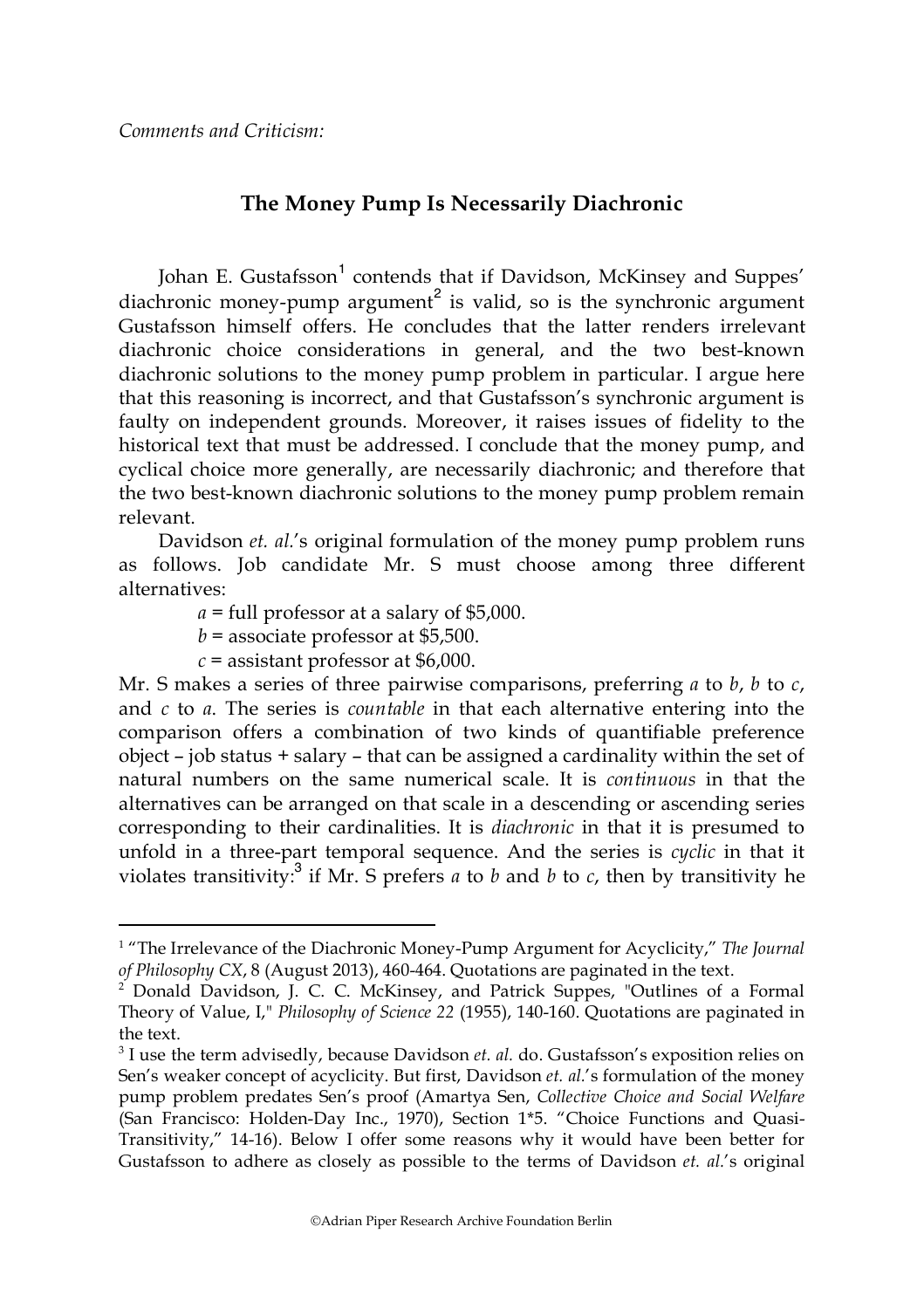*Comments and Criticism:*

# The Money Pump Is Necessarily Diachronic

Johan E. Gustafsson[1] contends that if Davidson, McKinsey and Suppes' diachronic money-pump argument[2] is valid, so is the synchronic argument Gustafsson himself offers. He concludes that the latter renders irrelevant diachronic choice considerations in general, and the two best-known diachronic solutions to the money pump problem in particular. I argue here that this reasoning is incorrect, and that Gustafsson's synchronic argument is faulty on independent grounds. Moreover, it raises issues of fidelity to the historical text that must be addressed. I conclude that the money pump, and cyclical choice more generally, are necessarily diachronic; and therefore that the two best-known diachronic solutions to the money pump problem remain relevant.

Davidson *et. al.*'s original formulation of the money pump problem runs as follows. Job candidate Mr. S must choose among three different alternatives:

> *a* = full professor at a salary of $5,000.
> *b* = associate professor at $5,500.
> *c* = assistant professor at $6,000.

Mr. S makes a series of three pairwise comparisons, preferring *a* to *b*, *b* to *c*, and *c* to *a*. The series is *countable* in that each alternative entering into the comparison offers a combination of two kinds of quantifiable preference object – job status + salary – that can be assigned a cardinality within the set of natural numbers on the same numerical scale. It is *continuous* in that the alternatives can be arranged on that scale in a descending or ascending series corresponding to their cardinalities. It is *diachronic* in that it is presumed to unfold in a three-part temporal sequence. And the series is *cyclic* in that it violates transitivity:[3] if Mr. S prefers *a* to *b* and *b* to *c*, then by transitivity he

---

[1] "The Irrelevance of the Diachronic Money-Pump Argument for Acyclicity," *The Journal of Philosophy CX*, 8 (August 2013), 460-464. Quotations are paginated in the text.

[2] Donald Davidson, J. C. C. McKinsey, and Patrick Suppes, "Outlines of a Formal Theory of Value, I," *Philosophy of Science 22* (1955), 140-160. Quotations are paginated in the text.

[3] I use the term advisedly, because Davidson *et. al.* do. Gustafsson's exposition relies on Sen's weaker concept of acyclicity. But first, Davidson *et. al.*'s formulation of the money pump problem predates Sen's proof (Amartya Sen, *Collective Choice and Social Welfare* (San Francisco: Holden-Day Inc., 1970), Section 1*5. "Choice Functions and Quasi-Transitivity," 14-16). Below I offer some reasons why it would have been better for Gustafsson to adhere as closely as possible to the terms of Davidson *et. al.*'s original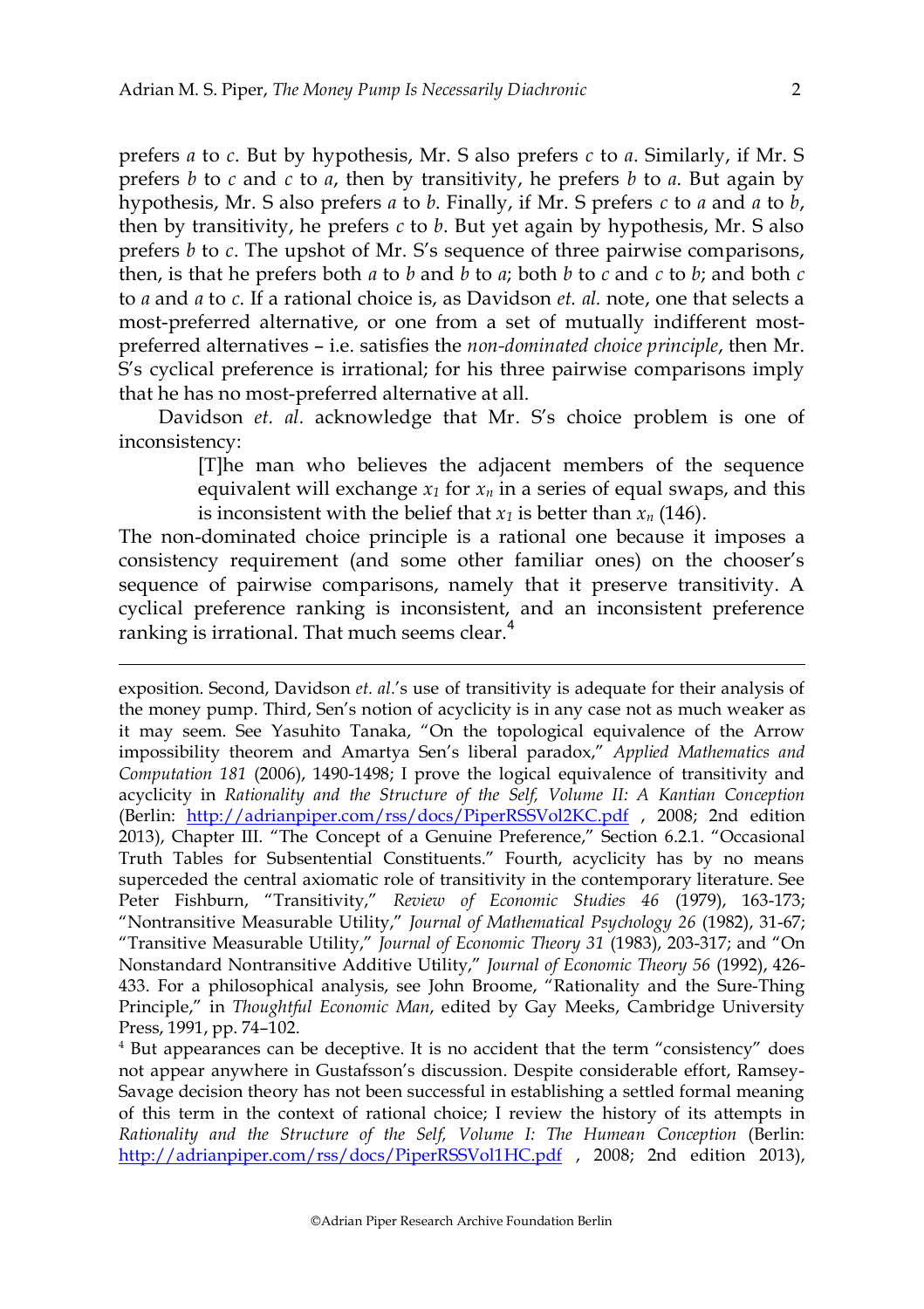prefers *a* to *c*. But by hypothesis, Mr. S also prefers *c* to *a*. Similarly, if Mr. S prefers *b* to *c* and *c* to *a*, then by transitivity, he prefers *b* to *a*. But again by hypothesis, Mr. S also prefers *a* to *b*. Finally, if Mr. S prefers *c* to *a* and *a* to *b*, then by transitivity, he prefers *c* to *b*. But yet again by hypothesis, Mr. S also prefers *b* to *c*. The upshot of Mr. S's sequence of three pairwise comparisons, then, is that he prefers both *a* to *b* and *b* to *a*; both *b* to *c* and *c* to *b*; and both *c* to *a* and *a* to *c*. If a rational choice is, as Davidson *et. al.* note, one that selects a most-preferred alternative, or one from a set of mutually indifferent most-preferred alternatives – i.e. satisfies the *non-dominated choice principle*, then Mr. S's cyclical preference is irrational; for his three pairwise comparisons imply that he has no most-preferred alternative at all.

Davidson *et. al.* acknowledge that Mr. S's choice problem is one of inconsistency:

> [T]he man who believes the adjacent members of the sequence equivalent will exchange $x_1$ for $x_n$ in a series of equal swaps, and this is inconsistent with the belief that $x_1$ is better than $x_n$ (146).

The non-dominated choice principle is a rational one because it imposes a consistency requirement (and some other familiar ones) on the chooser's sequence of pairwise comparisons, namely that it preserve transitivity. A cyclical preference ranking is inconsistent, and an inconsistent preference ranking is irrational. That much seems clear.[4]

---

exposition. Second, Davidson *et. al.*'s use of transitivity is adequate for their analysis of the money pump. Third, Sen's notion of acyclicity is in any case not as much weaker as it may seem. See Yasuhito Tanaka, "On the topological equivalence of the Arrow impossibility theorem and Amartya Sen's liberal paradox," *Applied Mathematics and Computation 181* (2006), 1490-1498; I prove the logical equivalence of transitivity and acyclicity in *Rationality and the Structure of the Self, Volume II: A Kantian Conception* (Berlin: http://adrianpiper.com/rss/docs/PiperRSSVol2KC.pdf , 2008; 2nd edition 2013), Chapter III. "The Concept of a Genuine Preference," Section 6.2.1. "Occasional Truth Tables for Subsentential Constituents." Fourth, acyclicity has by no means superceded the central axiomatic role of transitivity in the contemporary literature. See Peter Fishburn, "Transitivity," *Review of Economic Studies 46* (1979), 163-173; "Nontransitive Measurable Utility," *Journal of Mathematical Psychology 26* (1982), 31-67; "Transitive Measurable Utility," *Journal of Economic Theory 31* (1983), 203-317; and "On Nonstandard Nontransitive Additive Utility," *Journal of Economic Theory 56* (1992), 426-433. For a philosophical analysis, see John Broome, "Rationality and the Sure-Thing Principle," in *Thoughtful Economic Man*, edited by Gay Meeks, Cambridge University Press, 1991, pp. 74–102.

[4] But appearances can be deceptive. It is no accident that the term "consistency" does not appear anywhere in Gustafsson's discussion. Despite considerable effort, Ramsey-Savage decision theory has not been successful in establishing a settled formal meaning of this term in the context of rational choice; I review the history of its attempts in *Rationality and the Structure of the Self, Volume I: The Humean Conception* (Berlin: http://adrianpiper.com/rss/docs/PiperRSSVol1HC.pdf , 2008; 2nd edition 2013),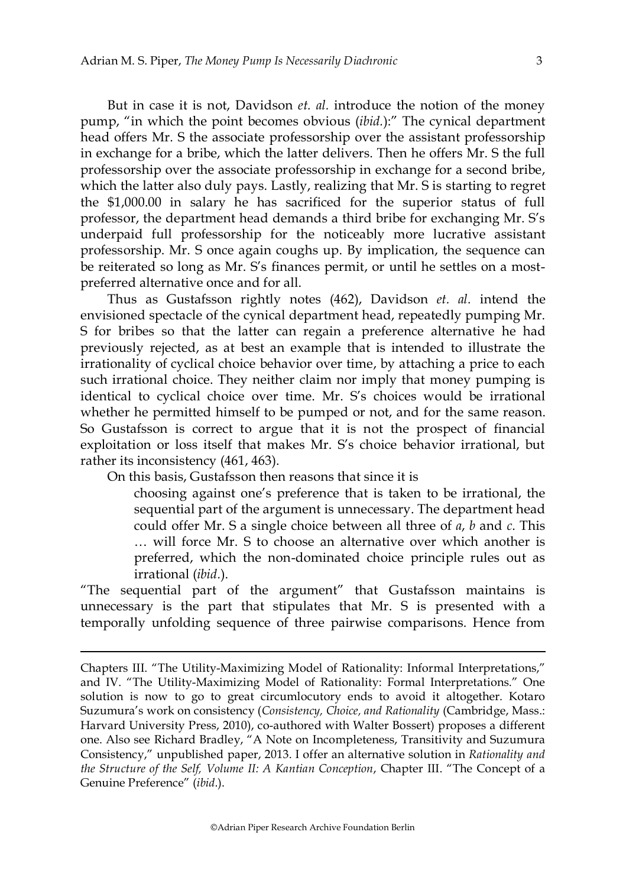But in case it is not, Davidson *et. al.* introduce the notion of the money pump, "in which the point becomes obvious (*ibid.*):" The cynical department head offers Mr. S the associate professorship over the assistant professorship in exchange for a bribe, which the latter delivers. Then he offers Mr. S the full professorship over the associate professorship in exchange for a second bribe, which the latter also duly pays. Lastly, realizing that Mr. S is starting to regret the $1,000.00 in salary he has sacrificed for the superior status of full professor, the department head demands a third bribe for exchanging Mr. S's underpaid full professorship for the noticeably more lucrative assistant professorship. Mr. S once again coughs up. By implication, the sequence can be reiterated so long as Mr. S's finances permit, or until he settles on a most-preferred alternative once and for all.

Thus as Gustafsson rightly notes (462), Davidson *et. al.* intend the envisioned spectacle of the cynical department head, repeatedly pumping Mr. S for bribes so that the latter can regain a preference alternative he had previously rejected, as at best an example that is intended to illustrate the irrationality of cyclical choice behavior over time, by attaching a price to each such irrational choice. They neither claim nor imply that money pumping is identical to cyclical choice over time. Mr. S's choices would be irrational whether he permitted himself to be pumped or not, and for the same reason. So Gustafsson is correct to argue that it is not the prospect of financial exploitation or loss itself that makes Mr. S's choice behavior irrational, but rather its inconsistency (461, 463).

On this basis, Gustafsson then reasons that since it is

> choosing against one's preference that is taken to be irrational, the sequential part of the argument is unnecessary. The department head could offer Mr. S a single choice between all three of *a*, *b* and *c*. This … will force Mr. S to choose an alternative over which another is preferred, which the non-dominated choice principle rules out as irrational (*ibid.*).

"The sequential part of the argument" that Gustafsson maintains is unnecessary is the part that stipulates that Mr. S is presented with a temporally unfolding sequence of three pairwise comparisons. Hence from

---

Chapters III. "The Utility-Maximizing Model of Rationality: Informal Interpretations," and IV. "The Utility-Maximizing Model of Rationality: Formal Interpretations." One solution is now to go to great circumlocutory ends to avoid it altogether. Kotaro Suzumura's work on consistency (*Consistency, Choice, and Rationality* (Cambridge, Mass.: Harvard University Press, 2010), co-authored with Walter Bossert) proposes a different one. Also see Richard Bradley, "A Note on Incompleteness, Transitivity and Suzumura Consistency," unpublished paper, 2013. I offer an alternative solution in *Rationality and the Structure of the Self, Volume II: A Kantian Conception*, Chapter III. "The Concept of a Genuine Preference" (*ibid.*).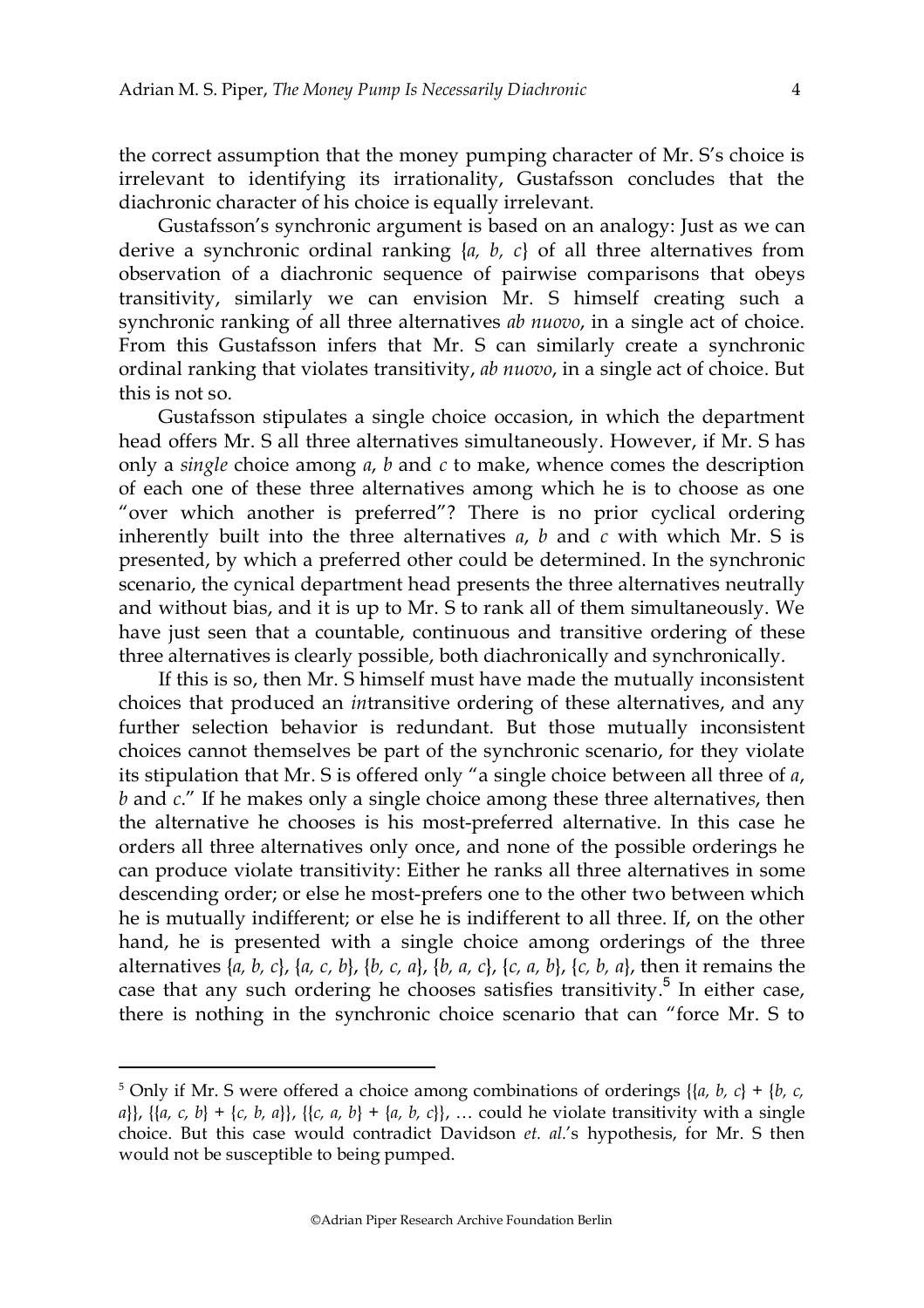the correct assumption that the money pumping character of Mr. S's choice is irrelevant to identifying its irrationality, Gustafsson concludes that the diachronic character of his choice is equally irrelevant.

Gustafsson's synchronic argument is based on an analogy: Just as we can derive a synchronic ordinal ranking {*a, b, c*} of all three alternatives from observation of a diachronic sequence of pairwise comparisons that obeys transitivity, similarly we can envision Mr. S himself creating such a synchronic ranking of all three alternatives *ab nuovo*, in a single act of choice. From this Gustafsson infers that Mr. S can similarly create a synchronic ordinal ranking that violates transitivity, *ab nuovo*, in a single act of choice. But this is not so.

Gustafsson stipulates a single choice occasion, in which the department head offers Mr. S all three alternatives simultaneously. However, if Mr. S has only a *single* choice among *a*, *b* and *c* to make, whence comes the description of each one of these three alternatives among which he is to choose as one "over which another is preferred"? There is no prior cyclical ordering inherently built into the three alternatives *a*, *b* and *c* with which Mr. S is presented, by which a preferred other could be determined. In the synchronic scenario, the cynical department head presents the three alternatives neutrally and without bias, and it is up to Mr. S to rank all of them simultaneously. We have just seen that a countable, continuous and transitive ordering of these three alternatives is clearly possible, both diachronically and synchronically.

If this is so, then Mr. S himself must have made the mutually inconsistent choices that produced an *in*transitive ordering of these alternatives, and any further selection behavior is redundant. But those mutually inconsistent choices cannot themselves be part of the synchronic scenario, for they violate its stipulation that Mr. S is offered only "a single choice between all three of *a*, *b* and *c*." If he makes only a single choice among these three alternatives, then the alternative he chooses is his most-preferred alternative. In this case he orders all three alternatives only once, and none of the possible orderings he can produce violate transitivity: Either he ranks all three alternatives in some descending order; or else he most-prefers one to the other two between which he is mutually indifferent; or else he is indifferent to all three. If, on the other hand, he is presented with a single choice among orderings of the three alternatives {*a, b, c*}, {*a, c, b*}, {*b, c, a*}, {*b, a, c*}, {*c, a, b*}, {*c, b, a*}, then it remains the case that any such ordering he chooses satisfies transitivity.[5] In either case, there is nothing in the synchronic choice scenario that can "force Mr. S to

[5] Only if Mr. S were offered a choice among combinations of orderings {{*a, b, c*} + {*b, c, a*}}, {{*a, c, b*} + {*c, b, a*}}, {{*c, a, b*} + {*a, b, c*}}, … could he violate transitivity with a single choice. But this case would contradict Davidson *et. al.*'s hypothesis, for Mr. S then would not be susceptible to being pumped.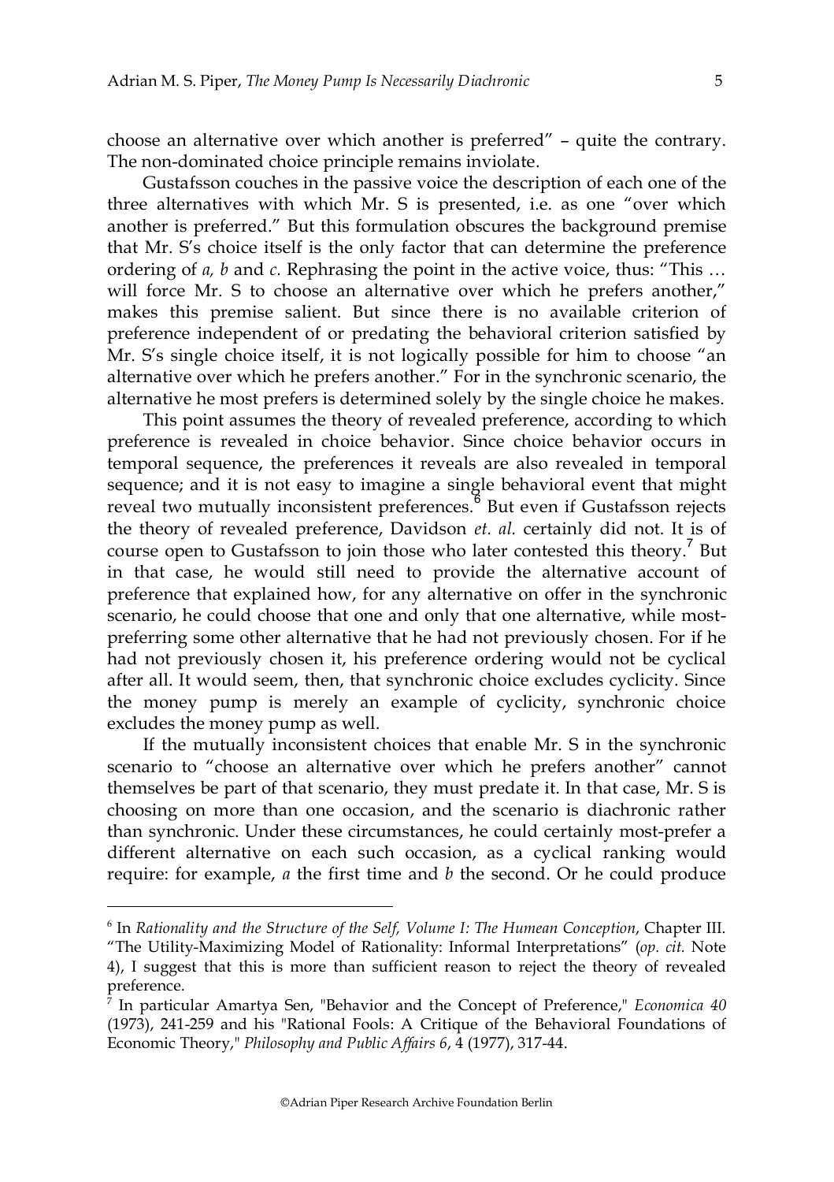choose an alternative over which another is preferred" – quite the contrary. The non-dominated choice principle remains inviolate.

Gustafsson couches in the passive voice the description of each one of the three alternatives with which Mr. S is presented, i.e. as one "over which another is preferred." But this formulation obscures the background premise that Mr. S's choice itself is the only factor that can determine the preference ordering of *a, b* and *c.* Rephrasing the point in the active voice, thus: "This … will force Mr. S to choose an alternative over which he prefers another," makes this premise salient. But since there is no available criterion of preference independent of or predating the behavioral criterion satisfied by Mr. S's single choice itself, it is not logically possible for him to choose "an alternative over which he prefers another." For in the synchronic scenario, the alternative he most prefers is determined solely by the single choice he makes.

This point assumes the theory of revealed preference, according to which preference is revealed in choice behavior. Since choice behavior occurs in temporal sequence, the preferences it reveals are also revealed in temporal sequence; and it is not easy to imagine a single behavioral event that might reveal two mutually inconsistent preferences.[6] But even if Gustafsson rejects the theory of revealed preference, Davidson *et. al.* certainly did not. It is of course open to Gustafsson to join those who later contested this theory.[7] But in that case, he would still need to provide the alternative account of preference that explained how, for any alternative on offer in the synchronic scenario, he could choose that one and only that one alternative, while most-preferring some other alternative that he had not previously chosen. For if he had not previously chosen it, his preference ordering would not be cyclical after all. It would seem, then, that synchronic choice excludes cyclicity. Since the money pump is merely an example of cyclicity, synchronic choice excludes the money pump as well.

If the mutually inconsistent choices that enable Mr. S in the synchronic scenario to "choose an alternative over which he prefers another" cannot themselves be part of that scenario, they must predate it. In that case, Mr. S is choosing on more than one occasion, and the scenario is diachronic rather than synchronic. Under these circumstances, he could certainly most-prefer a different alternative on each such occasion, as a cyclical ranking would require: for example, *a* the first time and *b* the second. Or he could produce

---

[6] In *Rationality and the Structure of the Self, Volume I: The Humean Conception*, Chapter III. "The Utility-Maximizing Model of Rationality: Informal Interpretations" (*op. cit.* Note 4), I suggest that this is more than sufficient reason to reject the theory of revealed preference.

[7] In particular Amartya Sen, "Behavior and the Concept of Preference," *Economica 40* (1973), 241-259 and his "Rational Fools: A Critique of the Behavioral Foundations of Economic Theory," *Philosophy and Public Affairs 6*, 4 (1977), 317-44.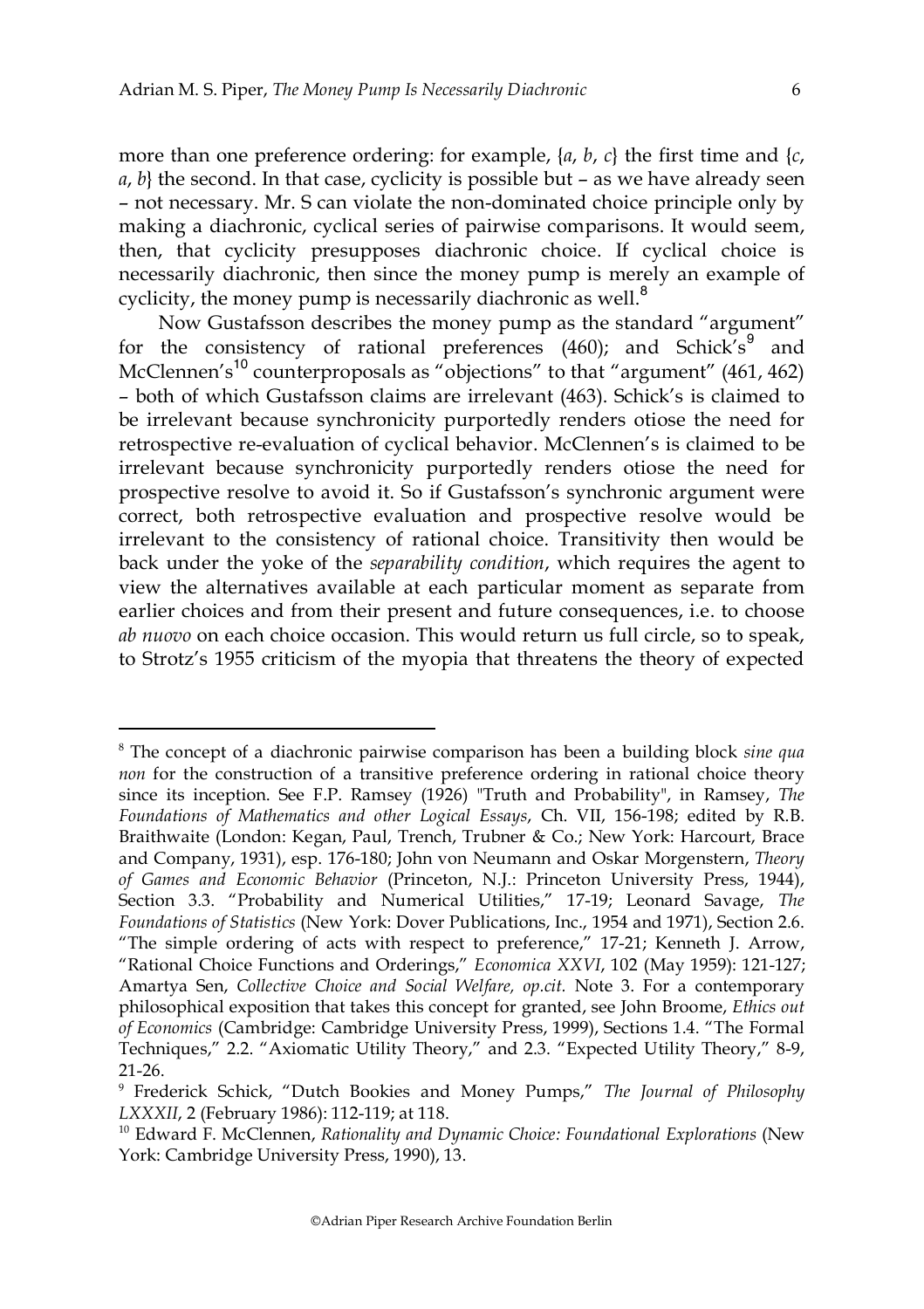more than one preference ordering: for example, {*a*, *b*, *c*} the first time and {*c*, *a*, *b*} the second. In that case, cyclicity is possible but – as we have already seen – not necessary. Mr. S can violate the non-dominated choice principle only by making a diachronic, cyclical series of pairwise comparisons. It would seem, then, that cyclicity presupposes diachronic choice. If cyclical choice is necessarily diachronic, then since the money pump is merely an example of cyclicity, the money pump is necessarily diachronic as well.[8]

Now Gustafsson describes the money pump as the standard "argument" for the consistency of rational preferences (460); and Schick's[9] and McClennen's[10] counterproposals as "objections" to that "argument" (461, 462) – both of which Gustafsson claims are irrelevant (463). Schick's is claimed to be irrelevant because synchronicity purportedly renders otiose the need for retrospective re-evaluation of cyclical behavior. McClennen's is claimed to be irrelevant because synchronicity purportedly renders otiose the need for prospective resolve to avoid it. So if Gustafsson's synchronic argument were correct, both retrospective evaluation and prospective resolve would be irrelevant to the consistency of rational choice. Transitivity then would be back under the yoke of the *separability condition*, which requires the agent to view the alternatives available at each particular moment as separate from earlier choices and from their present and future consequences, i.e. to choose *ab nuovo* on each choice occasion. This would return us full circle, so to speak, to Strotz's 1955 criticism of the myopia that threatens the theory of expected

---

[8] The concept of a diachronic pairwise comparison has been a building block *sine qua non* for the construction of a transitive preference ordering in rational choice theory since its inception. See F.P. Ramsey (1926) "Truth and Probability", in Ramsey, *The Foundations of Mathematics and other Logical Essays*, Ch. VII, 156-198; edited by R.B. Braithwaite (London: Kegan, Paul, Trench, Trubner & Co.; New York: Harcourt, Brace and Company, 1931), esp. 176-180; John von Neumann and Oskar Morgenstern, *Theory of Games and Economic Behavior* (Princeton, N.J.: Princeton University Press, 1944), Section 3.3. "Probability and Numerical Utilities," 17-19; Leonard Savage, *The Foundations of Statistics* (New York: Dover Publications, Inc., 1954 and 1971), Section 2.6. "The simple ordering of acts with respect to preference," 17-21; Kenneth J. Arrow, "Rational Choice Functions and Orderings," *Economica XXVI*, 102 (May 1959): 121-127; Amartya Sen, *Collective Choice and Social Welfare, op.cit.* Note 3. For a contemporary philosophical exposition that takes this concept for granted, see John Broome, *Ethics out of Economics* (Cambridge: Cambridge University Press, 1999), Sections 1.4. "The Formal Techniques," 2.2. "Axiomatic Utility Theory," and 2.3. "Expected Utility Theory," 8-9, 21-26.

[9] Frederick Schick, "Dutch Bookies and Money Pumps," *The Journal of Philosophy LXXXII*, 2 (February 1986): 112-119; at 118.

[10] Edward F. McClennen, *Rationality and Dynamic Choice: Foundational Explorations* (New York: Cambridge University Press, 1990), 13.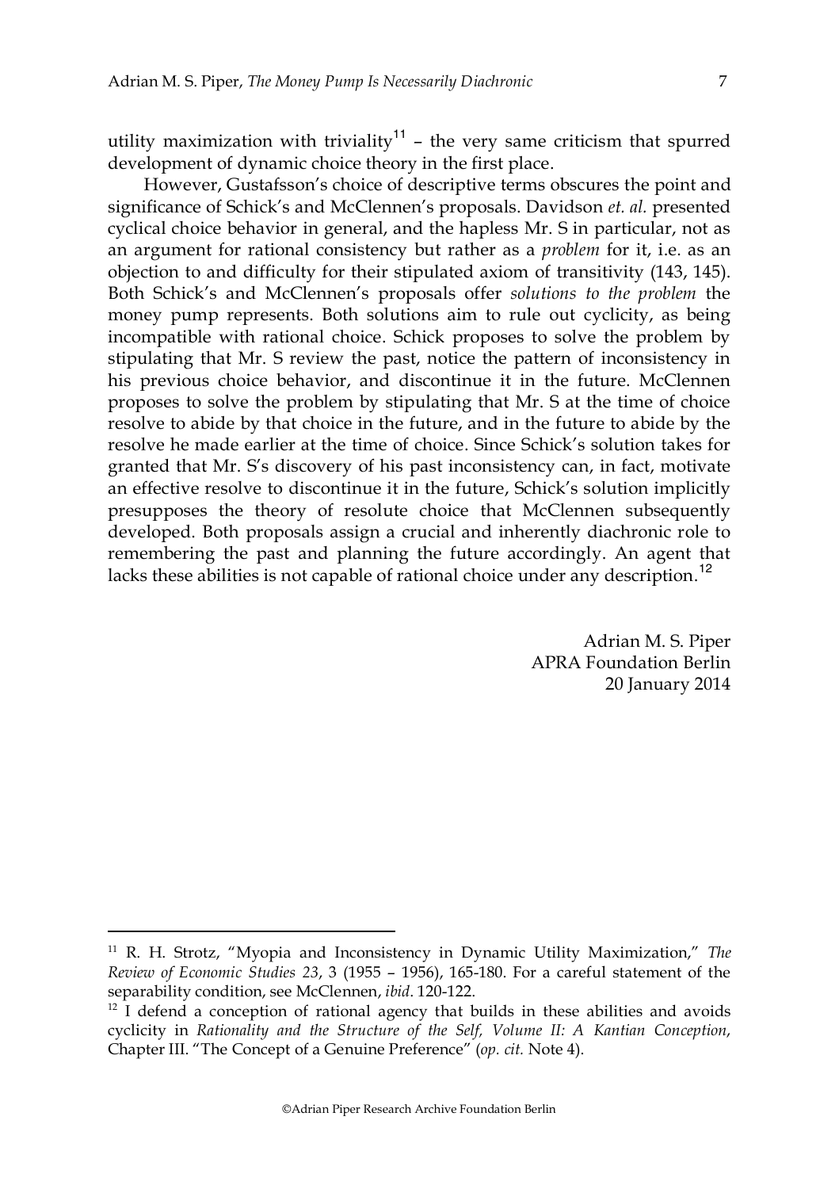utility maximization with triviality[11] – the very same criticism that spurred development of dynamic choice theory in the first place.

However, Gustafsson's choice of descriptive terms obscures the point and significance of Schick's and McClennen's proposals. Davidson *et. al.* presented cyclical choice behavior in general, and the hapless Mr. S in particular, not as an argument for rational consistency but rather as a *problem* for it, i.e. as an objection to and difficulty for their stipulated axiom of transitivity (143, 145). Both Schick's and McClennen's proposals offer *solutions to the problem* the money pump represents. Both solutions aim to rule out cyclicity, as being incompatible with rational choice. Schick proposes to solve the problem by stipulating that Mr. S review the past, notice the pattern of inconsistency in his previous choice behavior, and discontinue it in the future. McClennen proposes to solve the problem by stipulating that Mr. S at the time of choice resolve to abide by that choice in the future, and in the future to abide by the resolve he made earlier at the time of choice. Since Schick's solution takes for granted that Mr. S's discovery of his past inconsistency can, in fact, motivate an effective resolve to discontinue it in the future, Schick's solution implicitly presupposes the theory of resolute choice that McClennen subsequently developed. Both proposals assign a crucial and inherently diachronic role to remembering the past and planning the future accordingly. An agent that lacks these abilities is not capable of rational choice under any description.[12]

Adrian M. S. Piper
APRA Foundation Berlin
20 January 2014

---

[11] R. H. Strotz, "Myopia and Inconsistency in Dynamic Utility Maximization," *The Review of Economic Studies 23*, 3 (1955 – 1956), 165-180. For a careful statement of the separability condition, see McClennen, *ibid*. 120-122.

[12] I defend a conception of rational agency that builds in these abilities and avoids cyclicity in *Rationality and the Structure of the Self, Volume II: A Kantian Conception*, Chapter III. "The Concept of a Genuine Preference" (*op. cit.* Note 4).

©Adrian Piper Research Archive Foundation Berlin